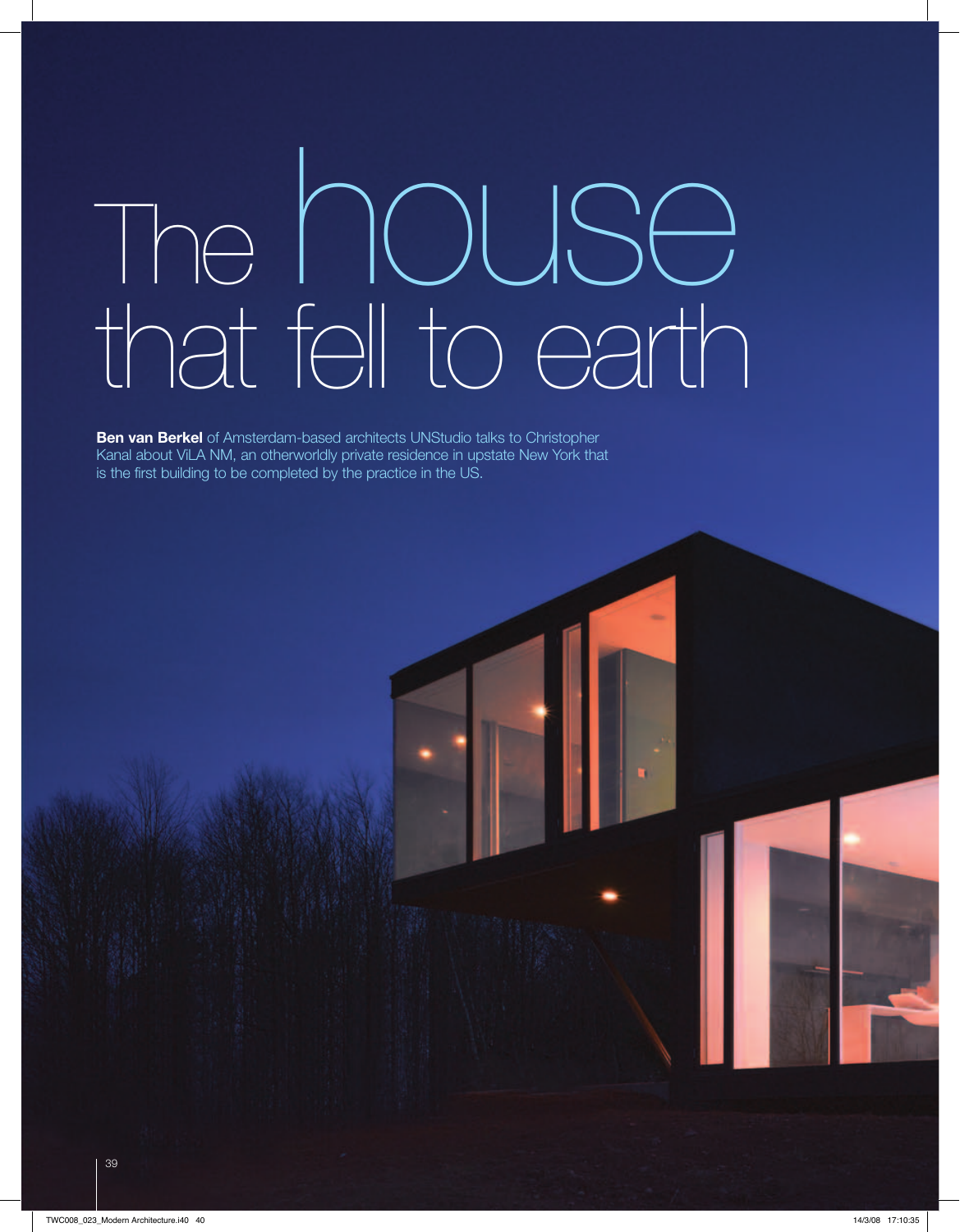# The house that fell to earth

**Ben van Berkel** of Amsterdam-based architects UNStudio talks to Christopher Kanal about ViLA NM, an otherworldly private residence in upstate New York that is the first building to be completed by the practice in the US.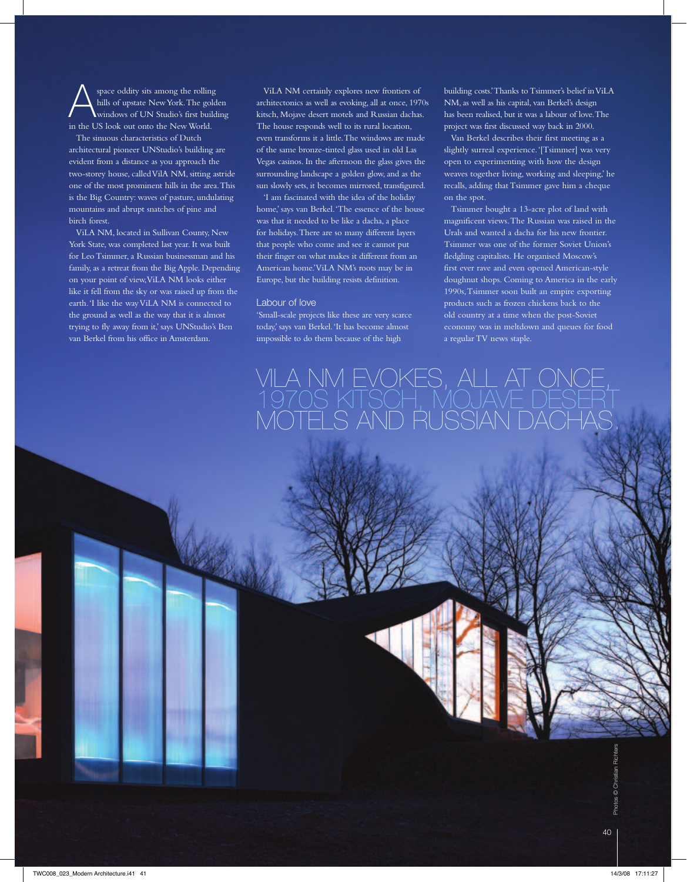A space oddity sits among the rolling hills of upstate New York. The golden windows of UN Studio's first building in the US look out onto the New World.

The sinuous characteristics of Dutch architectural pioneer UNStudio's building are evident from a distance as you approach the two-storey house, called ViLA NM, sitting astride one of the most prominent hills in the area. This is the Big Country: waves of pasture, undulating mountains and abrupt snatches of pine and birch forest.

ViLA NM, located in Sullivan County, New York State, was completed last year. It was built for Leo Tsimmer, a Russian businessman and his family, as a retreat from the Big Apple. Depending on your point of view, ViLA NM looks either like it fell from the sky or was raised up from the earth. 'I like the way ViLA NM is connected to the ground as well as the way that it is almost trying to fly away from it,' says UNStudio's Ben van Berkel from his office in Amsterdam.

ViLA NM certainly explores new frontiers of architectonics as well as evoking, all at once, 1970s kitsch, Mojave desert motels and Russian dachas. The house responds well to its rural location, even transforms it a little. The windows are made of the same bronze-tinted glass used in old Las Vegas casinos. In the afternoon the glass gives the surrounding landscape a golden glow, and as the sun slowly sets, it becomes mirrored, transfigured.

'I am fascinated with the idea of the holiday home,' says van Berkel. 'The essence of the house was that it needed to be like a dacha, a place for holidays. There are so many different layers that people who come and see it cannot put their finger on what makes it different from an American home.' ViLA NM's roots may be in Europe, but the building resists definition.

## Labour of love

'Small-scale projects like these are very scarce today,' says van Berkel. 'It has become almost impossible to do them because of the high building costs.' Thanks to Tsimmer's belief in ViLA NM, as well as his capital, van Berkel's design has been realised, but it was a labour of love. The project was first discussed way back in 2000.

Van Berkel describes their first meeting as a slightly surreal experience. '[Tsimmer] was very open to experimenting with how the design weaves together living, working and sleeping,' he recalls, adding that Tsimmer gave him a cheque on the spot.

Tsimmer bought a 13-acre plot of land with magnificent views. The Russian was raised in the Urals and wanted a dacha for his new frontier. Tsimmer was one of the former Soviet Union's fledgling capitalists. He organised Moscow's first ever rave and even opened American-style doughnut shops. Coming to America in the early 1990s, Tsimmer soon built an empire exporting products such as frozen chickens back to the old country at a time when the post-Soviet economy was in meltdown and queues for food a regular TV news staple.

VILA NM EVOKES, ALL AT ONCE, 1970S KITSCH, MOJAVE DESERT MOTELS AND RUSSIAN DACHAS.

Photos © Christian Richters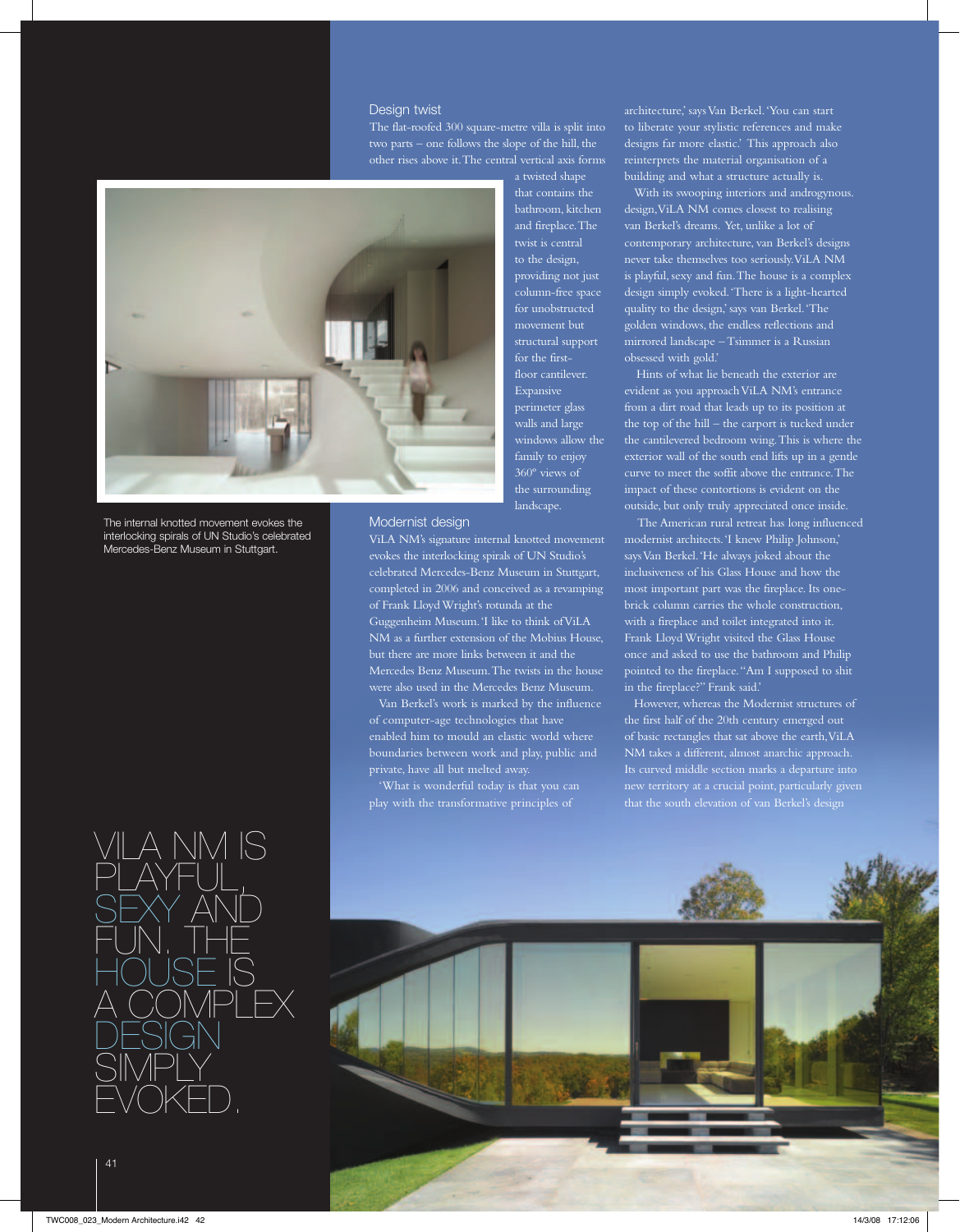## Design twist

The flat-roofed 300 square-metre villa is split into two parts – one follows the slope of the hill, the other rises above it. The central vertical axis forms a twisted shape that contains the bathroom, kitchen and fireplace. The twist is central to the design, providing not just column-free space for unobstructed movement but structural support for the first-floor cantilever. Expansive perimeter glass walls and large windows allow the family to enjoy 360º views of the surrounding landscape.

The internal knotted movement evokes the interlocking spirals of UN Studio's celebrated Mercedes-Benz Museum in Stuttgart.

## Modernist design

ViLA NM's signature internal knotted movement evokes the interlocking spirals of UN Studio's celebrated Mercedes-Benz Museum in Stuttgart, completed in 2006 and conceived as a revamping of Frank Lloyd Wright's rotunda at the Guggenheim Museum. 'I like to think of ViLA NM as a further extension of the Mobius House, but there are more links between it and the Mercedes Benz Museum. The twists in the house were also used in the Mercedes Benz Museum.

Van Berkel's work is marked by the influence of computer-age technologies that have enabled him to mould an elastic world where boundaries between work and play, public and private, have all but melted away.

'What is wonderful today is that you can play with the transformative principles of architecture,' says Van Berkel. 'You can start to liberate your stylistic references and make designs far more elastic.' This approach also reinterprets the material organisation of a building and what a structure actually is.

With its swooping interiors and androgynous. design, ViLA NM comes closest to realising van Berkel's dreams. Yet, unlike a lot of contemporary architecture, van Berkel's designs never take themselves too seriously. ViLA NM is playful, sexy and fun. The house is a complex design simply evoked. 'There is a light-hearted quality to the design,' says van Berkel. 'The golden windows, the endless reflections and mirrored landscape – Tsimmer is a Russian obsessed with gold.'

Hints of what lie beneath the exterior are evident as you approach ViLA NM's entrance from a dirt road that leads up to its position at the top of the hill – the carport is tucked under the cantilevered bedroom wing. This is where the exterior wall of the south end lifts up in a gentle curve to meet the soffit above the entrance. The impact of these contortions is evident on the outside, but only truly appreciated once inside.

The American rural retreat has long influenced modernist architects. 'I knew Philip Johnson,' says Van Berkel. 'He always joked about the inclusiveness of his Glass House and how the most important part was the fireplace. Its one-brick column carries the whole construction, with a fireplace and toilet integrated into it. Frank Lloyd Wright visited the Glass House once and asked to use the bathroom and Philip pointed to the fireplace. "Am I supposed to shit in the fireplace?" Frank said.'

However, whereas the Modernist structures of the first half of the 20th century emerged out of basic rectangles that sat above the earth, ViLA NM takes a different, almost anarchic approach. Its curved middle section marks a departure into new territory at a crucial point, particularly given that the south elevation of van Berkel's design

VILA NM IS PLAYFUL, SEXY AND FUN. THE HOUSE IS A COMPLEX DESIGN SIMPLY EVOKED.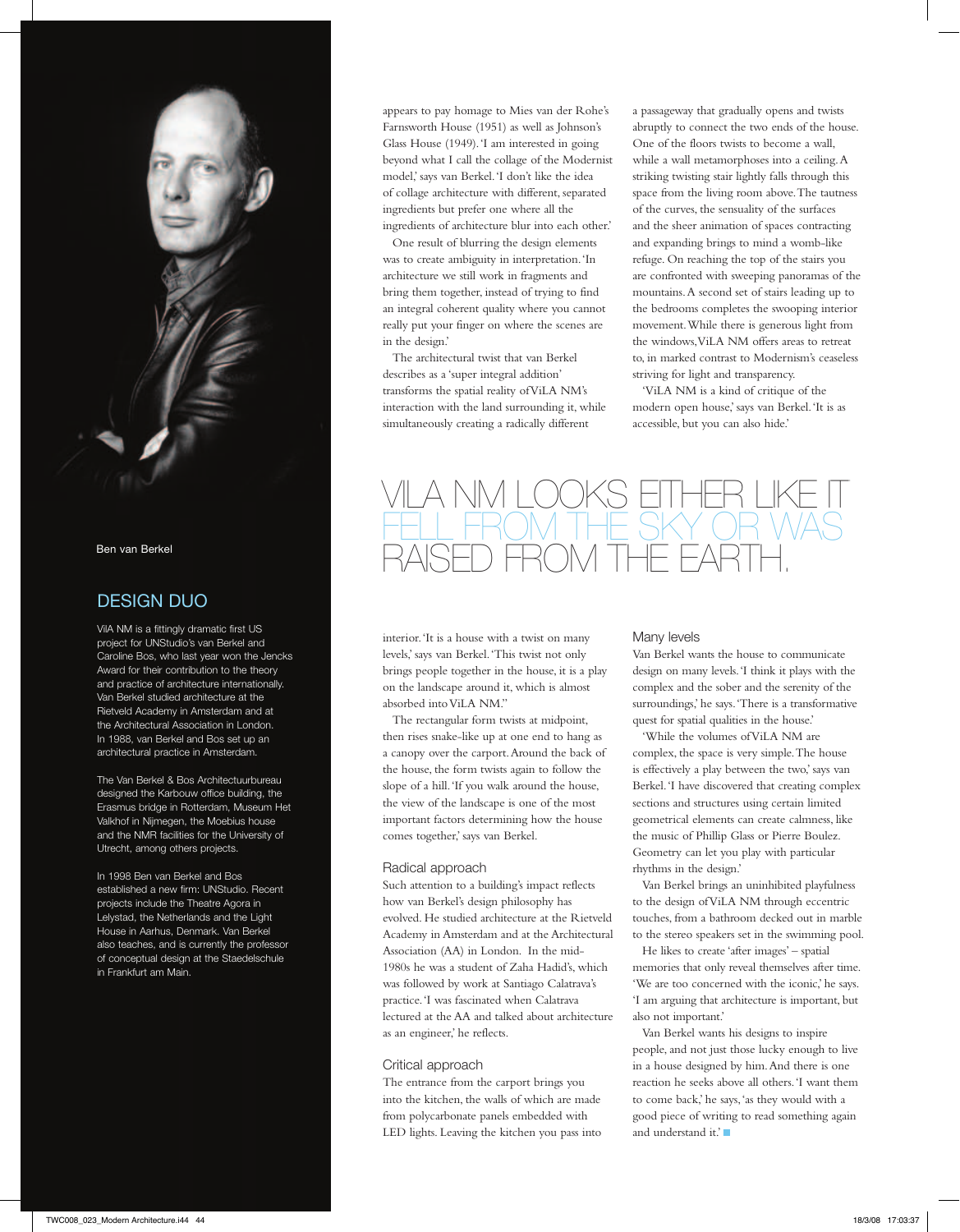Ben van Berkel

## DESIGN DUO

ViIA NM is a fittingly dramatic first US project for UNStudio's van Berkel and Caroline Bos, who last year won the Jencks Award for their contribution to the theory and practice of architecture internationally. Van Berkel studied architecture at the Rietveld Academy in Amsterdam and at the Architectural Association in London. In 1988, van Berkel and Bos set up an architectural practice in Amsterdam.

The Van Berkel & Bos Architectuurbureau designed the Karbouw office building, the Erasmus bridge in Rotterdam, Museum Het Valkhof in Nijmegen, the Moebius house and the NMR facilities for the University of Utrecht, among others projects.

In 1998 Ben van Berkel and Bos established a new firm: UNStudio. Recent projects include the Theatre Agora in Lelystad, the Netherlands and the Light House in Aarhus, Denmark. Van Berkel also teaches, and is currently the professor of conceptual design at the Staedelschule in Frankfurt am Main.

appears to pay homage to Mies van der Rohe's Farnsworth House (1951) as well as Johnson's Glass House (1949). 'I am interested in going beyond what I call the collage of the Modernist model,' says van Berkel. 'I don't like the idea of collage architecture with different, separated ingredients but prefer one where all the ingredients of architecture blur into each other.'

One result of blurring the design elements was to create ambiguity in interpretation. 'In architecture we still work in fragments and bring them together, instead of trying to find an integral coherent quality where you cannot really put your finger on where the scenes are in the design.'

The architectural twist that van Berkel describes as a 'super integral addition' transforms the spatial reality of ViLA NM's interaction with the land surrounding it, while simultaneously creating a radically different a passageway that gradually opens and twists abruptly to connect the two ends of the house. One of the floors twists to become a wall, while a wall metamorphoses into a ceiling. A striking twisting stair lightly falls through this space from the living room above. The tautness of the curves, the sensuality of the surfaces and the sheer animation of spaces contracting and expanding brings to mind a womb-like refuge. On reaching the top of the stairs you are confronted with sweeping panoramas of the mountains. A second set of stairs leading up to the bedrooms completes the swooping interior movement. While there is generous light from the windows, ViLA NM offers areas to retreat to, in marked contrast to Modernism's ceaseless striving for light and transparency.

'ViLA NM is a kind of critique of the modern open house,' says van Berkel. 'It is as accessible, but you can also hide.'

# VILA NM LOOKS EITHER LIKE IT FELL FROM THE SKY OR WAS RAISED FROM THE EARTH.

interior. 'It is a house with a twist on many levels,' says van Berkel. 'This twist not only brings people together in the house, it is a play on the landscape around it, which is almost absorbed into ViLA NM.''

The rectangular form twists at midpoint, then rises snake-like up at one end to hang as a canopy over the carport. Around the back of the house, the form twists again to follow the slope of a hill. 'If you walk around the house, the view of the landscape is one of the most important factors determining how the house comes together,' says van Berkel.

### Radical approach

Such attention to a building's impact reflects how van Berkel's design philosophy has evolved. He studied architecture at the Rietveld Academy in Amsterdam and at the Architectural Association (AA) in London. In the mid-1980s he was a student of Zaha Hadid's, which was followed by work at Santiago Calatrava's practice. 'I was fascinated when Calatrava lectured at the AA and talked about architecture as an engineer,' he reflects.

### Critical approach

The entrance from the carport brings you into the kitchen, the walls of which are made from polycarbonate panels embedded with LED lights. Leaving the kitchen you pass into

### Many levels

Van Berkel wants the house to communicate design on many levels. 'I think it plays with the complex and the sober and the serenity of the surroundings,' he says. 'There is a transformative quest for spatial qualities in the house.'

'While the volumes of ViLA NM are complex, the space is very simple. The house is effectively a play between the two,' says van Berkel. 'I have discovered that creating complex sections and structures using certain limited geometrical elements can create calmness, like the music of Phillip Glass or Pierre Boulez. Geometry can let you play with particular rhythms in the design.'

Van Berkel brings an uninhibited playfulness to the design of ViLA NM through eccentric touches, from a bathroom decked out in marble to the stereo speakers set in the swimming pool.

He likes to create 'after images' – spatial memories that only reveal themselves after time. 'We are too concerned with the iconic,' he says. 'I am arguing that architecture is important, but also not important.'

Van Berkel wants his designs to inspire people, and not just those lucky enough to live in a house designed by him. And there is one reaction he seeks above all others. 'I want them to come back,' he says, 'as they would with a good piece of writing to read something again and understand it.'